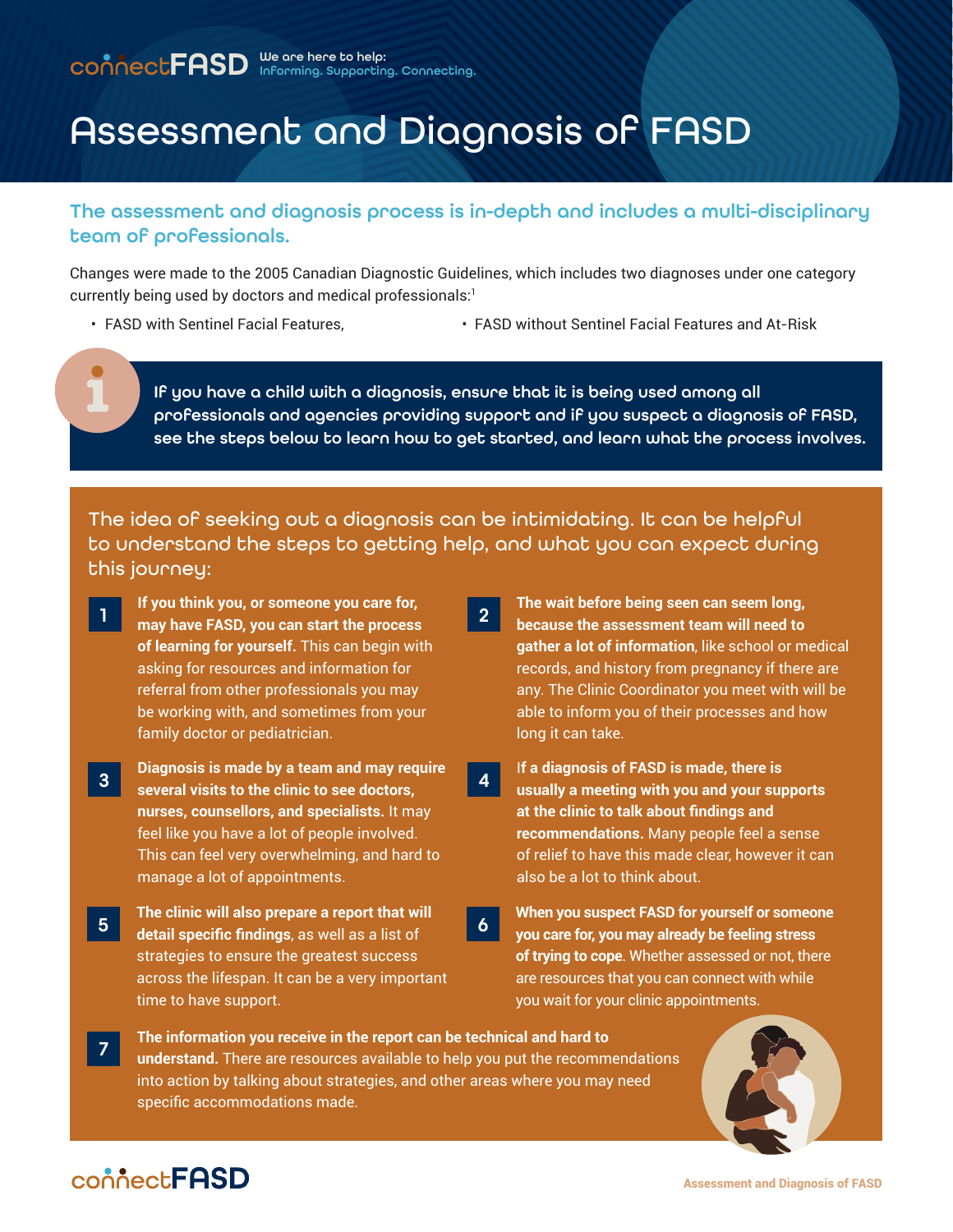connectFASD We are here to help: Informing. Supporting. Connecting.

# Assessment and Diagnosis of FASD

## The assessment and diagnosis process is in-depth and includes a multi-disciplinary team of professionals.

Changes were made to the 2005 Canadian Diagnostic Guidelines, which includes two diagnoses under one category currently being used by doctors and medical professionals:[1]

- FASD with Sentinel Facial Features,
- FASD without Sentinel Facial Features and At-Risk

If you have a child with a diagnosis, ensure that it is being used among all professionals and agencies providing support and if you suspect a diagnosis of FASD, see the steps below to learn how to get started, and learn what the process involves.

### The idea of seeking out a diagnosis can be intimidating. It can be helpful to understand the steps to getting help, and what you can expect during this journey:

1. **If you think you, or someone you care for, may have FASD, you can start the process of learning for yourself.** This can begin with asking for resources and information for referral from other professionals you may be working with, and sometimes from your family doctor or pediatrician.

2. **The wait before being seen can seem long, because the assessment team will need to gather a lot of information**, like school or medical records, and history from pregnancy if there are any. The Clinic Coordinator you meet with will be able to inform you of their processes and how long it can take.

3. **Diagnosis is made by a team and may require several visits to the clinic to see doctors, nurses, counsellors, and specialists.** It may feel like you have a lot of people involved. This can feel very overwhelming, and hard to manage a lot of appointments.

4. **If a diagnosis of FASD is made, there is usually a meeting with you and your supports at the clinic to talk about findings and recommendations.** Many people feel a sense of relief to have this made clear, however it can also be a lot to think about.

5. **The clinic will also prepare a report that will detail specific findings**, as well as a list of strategies to ensure the greatest success across the lifespan. It can be a very important time to have support.

6. **When you suspect FASD for yourself or someone you care for, you may already be feeling stress of trying to cope**. Whether assessed or not, there are resources that you can connect with while you wait for your clinic appointments.

7. **The information you receive in the report can be technical and hard to understand.** There are resources available to help you put the recommendations into action by talking about strategies, and other areas where you may need specific accommodations made.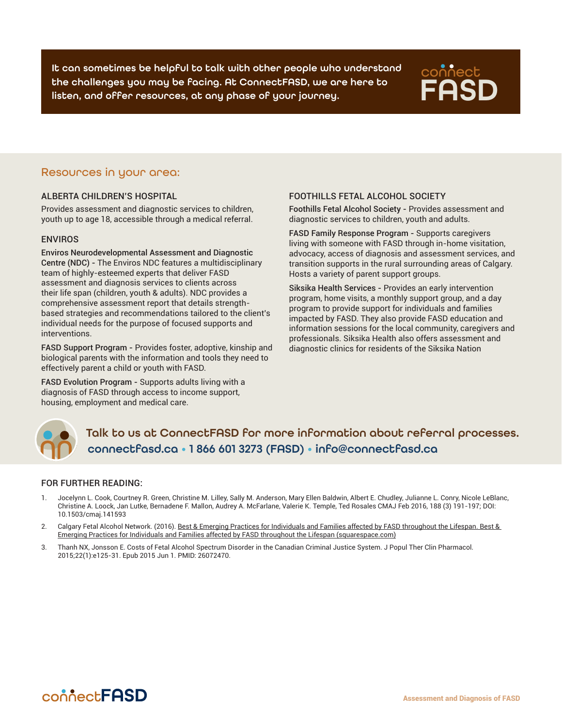It can sometimes be helpful to talk with other people who understand the challenges you may be facing. At ConnectFASD, we are here to listen, and offer resources, at any phase of your journey.

## Resources in your area:

### ALBERTA CHILDREN'S HOSPITAL

Provides assessment and diagnostic services to children, youth up to age 18, accessible through a medical referral.

### ENVIROS

**Enviros Neurodevelopmental Assessment and Diagnostic Centre (NDC)** - The Enviros NDC features a multidisciplinary team of highly-esteemed experts that deliver FASD assessment and diagnosis services to clients across their life span (children, youth & adults). NDC provides a comprehensive assessment report that details strength-based strategies and recommendations tailored to the client's individual needs for the purpose of focused supports and interventions.

**FASD Support Program** - Provides foster, adoptive, kinship and biological parents with the information and tools they need to effectively parent a child or youth with FASD.

**FASD Evolution Program** - Supports adults living with a diagnosis of FASD through access to income support, housing, employment and medical care.

### FOOTHILLS FETAL ALCOHOL SOCIETY

**Foothills Fetal Alcohol Society** - Provides assessment and diagnostic services to children, youth and adults.

**FASD Family Response Program** - Supports caregivers living with someone with FASD through in-home visitation, advocacy, access of diagnosis and assessment services, and transition supports in the rural surrounding areas of Calgary. Hosts a variety of parent support groups.

**Siksika Health Services** - Provides an early intervention program, home visits, a monthly support group, and a day program to provide support for individuals and families impacted by FASD. They also provide FASD education and information sessions for the local community, caregivers and professionals. Siksika Health also offers assessment and diagnostic clinics for residents of the Siksika Nation

**Talk to us at ConnectFASD for more information about referral processes.**
**connectfasd.ca • 1 866 601 3273 (FASD) • info@connectfasd.ca**

### FOR FURTHER READING:

1. Jocelynn L. Cook, Courtney R. Green, Christine M. Lilley, Sally M. Anderson, Mary Ellen Baldwin, Albert E. Chudley, Julianne L. Conry, Nicole LeBlanc, Christine A. Loock, Jan Lutke, Bernadene F. Mallon, Audrey A. McFarlane, Valerie K. Temple, Ted Rosales CMAJ Feb 2016, 188 (3) 191-197; DOI: 10.1503/cmaj.141593
2. Calgary Fetal Alcohol Network. (2016). Best & Emerging Practices for Individuals and Families affected by FASD throughout the Lifespan. Best & Emerging Practices for Individuals and Families affected by FASD throughout the Lifespan (squarespace.com)
3. Thanh NX, Jonsson E. Costs of Fetal Alcohol Spectrum Disorder in the Canadian Criminal Justice System. J Popul Ther Clin Pharmacol. 2015;22(1):e125-31. Epub 2015 Jun 1. PMID: 26072470.